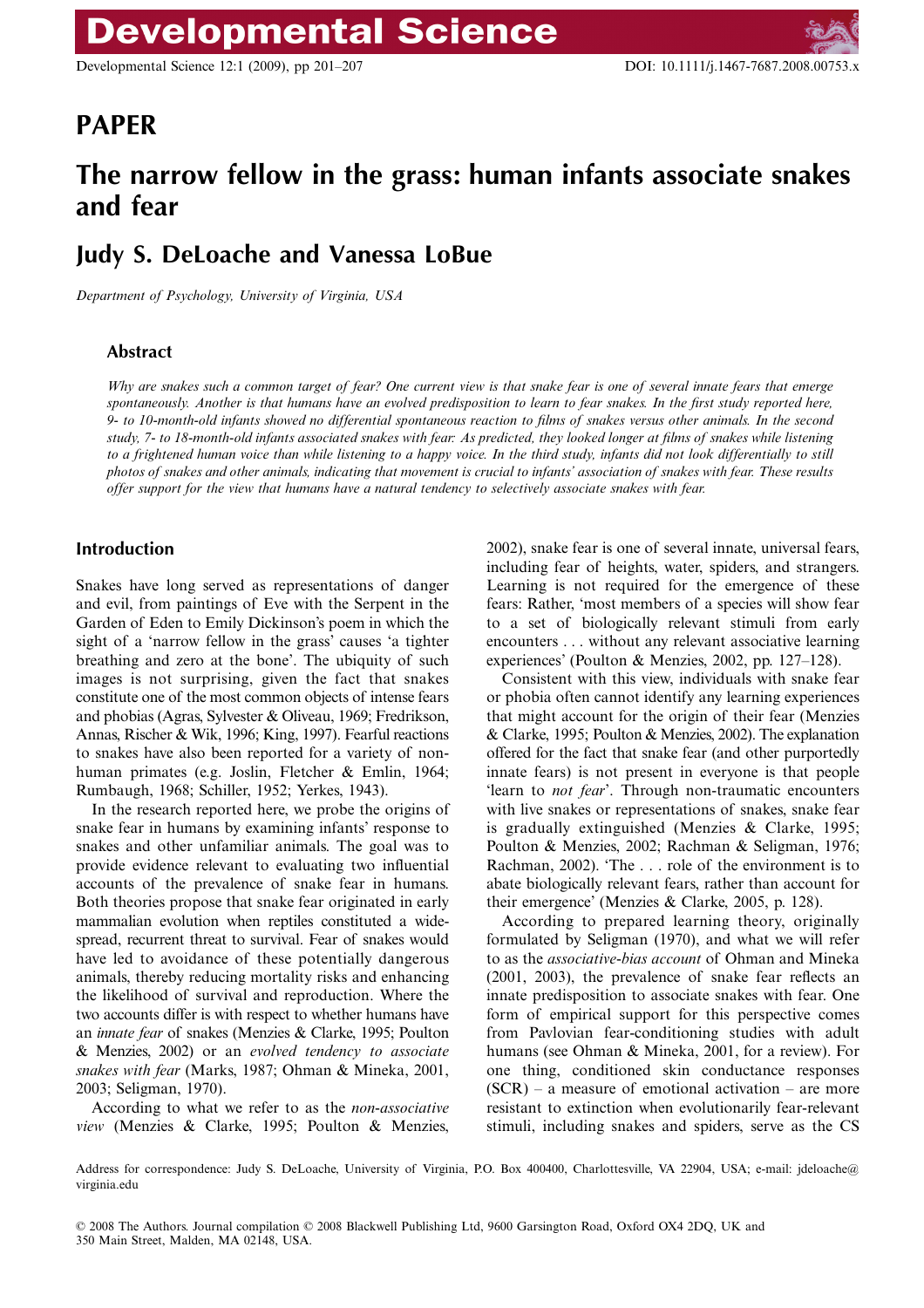## PAPER

# The narrow fellow in the grass: human infants associate snakes and fear

## Judy S. DeLoache and Vanessa LoBue

*Department of Psychology, University of Virginia, USA*

### Abstract

*Why are snakes such a common target of fear? One current view is that snake fear is one of several innate fears that emerge spontaneously. Another is that humans have an evolved predisposition to learn to fear snakes. In the first study reported here, 9- to 10-month-old infants showed no differential spontaneous reaction to films of snakes versus other animals. In the second study, 7- to 18-month-old infants associated snakes with fear: As predicted, they looked longer at films of snakes while listening to a frightened human voice than while listening to a happy voice. In the third study, infants did not look differentially to still photos of snakes and other animals, indicating that movement is crucial to infants' association of snakes with fear. These results offer support for the view that humans have a natural tendency to selectively associate snakes with fear.*

## Introduction

Snakes have long served as representations of danger and evil, from paintings of Eve with the Serpent in the Garden of Eden to Emily Dickinson's poem in which the sight of a 'narrow fellow in the grass' causes 'a tighter breathing and zero at the bone'. The ubiquity of such images is not surprising, given the fact that snakes constitute one of the most common objects of intense fears and phobias (Agras, Sylvester & Oliveau, 1969; Fredrikson, Annas, Rischer & Wik, 1996; King, 1997). Fearful reactions to snakes have also been reported for a variety of nonhuman primates (e.g. Joslin, Fletcher & Emlin, 1964; Rumbaugh, 1968; Schiller, 1952; Yerkes, 1943).

In the research reported here, we probe the origins of snake fear in humans by examining infants' response to snakes and other unfamiliar animals. The goal was to provide evidence relevant to evaluating two influential accounts of the prevalence of snake fear in humans. Both theories propose that snake fear originated in early mammalian evolution when reptiles constituted a widespread, recurrent threat to survival. Fear of snakes would have led to avoidance of these potentially dangerous animals, thereby reducing mortality risks and enhancing the likelihood of survival and reproduction. Where the two accounts differ is with respect to whether humans have an *innate fear* of snakes (Menzies & Clarke, 1995; Poulton & Menzies, 2002) or an *evolved tendency to associate snakes with fear* (Marks, 1987; Ohman & Mineka, 2001, 2003; Seligman, 1970).

According to what we refer to as the *non-associative view* (Menzies & Clarke, 1995; Poulton & Menzies, 2002), snake fear is one of several innate, universal fears, including fear of heights, water, spiders, and strangers. Learning is not required for the emergence of these fears: Rather, 'most members of a species will show fear to a set of biologically relevant stimuli from early encounters . . . without any relevant associative learning experiences' (Poulton & Menzies, 2002, pp. 127–128).

Consistent with this view, individuals with snake fear or phobia often cannot identify any learning experiences that might account for the origin of their fear (Menzies & Clarke, 1995; Poulton & Menzies, 2002). The explanation offered for the fact that snake fear (and other purportedly innate fears) is not present in everyone is that people 'learn to *not fear*'. Through non-traumatic encounters with live snakes or representations of snakes, snake fear is gradually extinguished (Menzies & Clarke, 1995; Poulton & Menzies, 2002; Rachman & Seligman, 1976; Rachman, 2002). 'The . . . role of the environment is to abate biologically relevant fears, rather than account for their emergence' (Menzies & Clarke, 2005, p. 128).

According to prepared learning theory, originally formulated by Seligman (1970), and what we will refer to as the *associative-bias account* of Ohman and Mineka (2001, 2003), the prevalence of snake fear reflects an innate predisposition to associate snakes with fear. One form of empirical support for this perspective comes from Pavlovian fear-conditioning studies with adult humans (see Ohman & Mineka, 2001, for a review). For one thing, conditioned skin conductance responses (SCR) – a measure of emotional activation – are more resistant to extinction when evolutionarily fear-relevant stimuli, including snakes and spiders, serve as the CS

Address for correspondence: Judy S. DeLoache, University of Virginia, P.O. Box 400400, Charlottesville, VA 22904, USA; e-mail: jdeloache@virginia.edu

© 2008 The Authors. Journal compilation © 2008 Blackwell Publishing Ltd, 9600 Garsington Road, Oxford OX4 2DQ, UK and 350 Main Street, Malden, MA 02148, USA.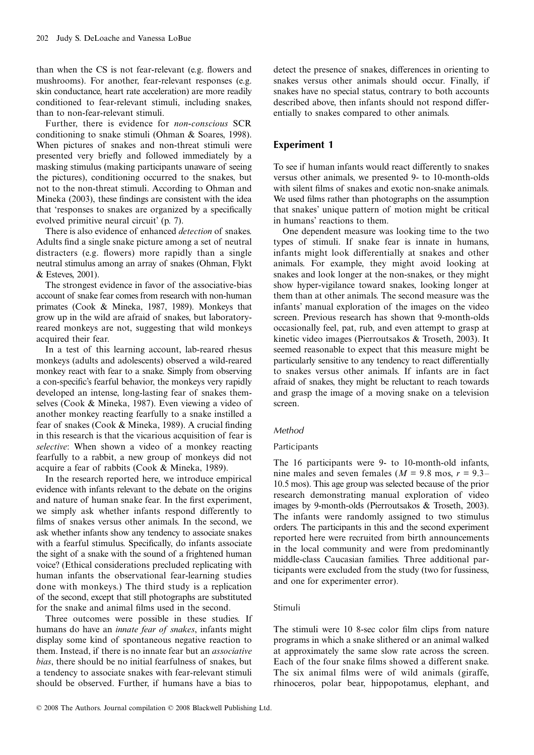than when the CS is not fear-relevant (e.g. flowers and mushrooms). For another, fear-relevant responses (e.g. skin conductance, heart rate acceleration) are more readily conditioned to fear-relevant stimuli, including snakes, than to non-fear-relevant stimuli.

Further, there is evidence for *non-conscious* SCR conditioning to snake stimuli (Ohman & Soares, 1998). When pictures of snakes and non-threat stimuli were presented very briefly and followed immediately by a masking stimulus (making participants unaware of seeing the pictures), conditioning occurred to the snakes, but not to the non-threat stimuli. According to Ohman and Mineka (2003), these findings are consistent with the idea that 'responses to snakes are organized by a specifically evolved primitive neural circuit' (p. 7).

There is also evidence of enhanced *detection* of snakes. Adults find a single snake picture among a set of neutral distracters (e.g. flowers) more rapidly than a single neutral stimulus among an array of snakes (Ohman, Flykt & Esteves, 2001).

The strongest evidence in favor of the associative-bias account of snake fear comes from research with non-human primates (Cook & Mineka, 1987, 1989). Monkeys that grow up in the wild are afraid of snakes, but laboratory-reared monkeys are not, suggesting that wild monkeys acquired their fear.

In a test of this learning account, lab-reared rhesus monkeys (adults and adolescents) observed a wild-reared monkey react with fear to a snake. Simply from observing a con-specific's fearful behavior, the monkeys very rapidly developed an intense, long-lasting fear of snakes themselves (Cook & Mineka, 1987). Even viewing a video of another monkey reacting fearfully to a snake instilled a fear of snakes (Cook & Mineka, 1989). A crucial finding in this research is that the vicarious acquisition of fear is *selective*: When shown a video of a monkey reacting fearfully to a rabbit, a new group of monkeys did not acquire a fear of rabbits (Cook & Mineka, 1989).

In the research reported here, we introduce empirical evidence with infants relevant to the debate on the origins and nature of human snake fear. In the first experiment, we simply ask whether infants respond differently to films of snakes versus other animals. In the second, we ask whether infants show any tendency to associate snakes with a fearful stimulus. Specifically, do infants associate the sight of a snake with the sound of a frightened human voice? (Ethical considerations precluded replicating with human infants the observational fear-learning studies done with monkeys.) The third study is a replication of the second, except that still photographs are substituted for the snake and animal films used in the second.

Three outcomes were possible in these studies. If humans do have an *innate fear of snakes*, infants might display some kind of spontaneous negative reaction to them. Instead, if there is no innate fear but an *associative bias*, there should be no initial fearfulness of snakes, but a tendency to associate snakes with fear-relevant stimuli should be observed. Further, if humans have a bias to detect the presence of snakes, differences in orienting to snakes versus other animals should occur. Finally, if snakes have no special status, contrary to both accounts described above, then infants should not respond differentially to snakes compared to other animals.

## Experiment 1

To see if human infants would react differently to snakes versus other animals, we presented 9- to 10-month-olds with silent films of snakes and exotic non-snake animals. We used films rather than photographs on the assumption that snakes' unique pattern of motion might be critical in humans' reactions to them.

One dependent measure was looking time to the two types of stimuli. If snake fear is innate in humans, infants might look differentially at snakes and other animals. For example, they might avoid looking at snakes and look longer at the non-snakes, or they might show hyper-vigilance toward snakes, looking longer at them than at other animals. The second measure was the infants' manual exploration of the images on the video screen. Previous research has shown that 9-month-olds occasionally feel, pat, rub, and even attempt to grasp at kinetic video images (Pierroutsakos & Troseth, 2003). It seemed reasonable to expect that this measure might be particularly sensitive to any tendency to react differentially to snakes versus other animals. If infants are in fact afraid of snakes, they might be reluctant to reach towards and grasp the image of a moving snake on a television screen.

### *Method*

#### Participants

The 16 participants were 9- to 10-month-old infants, nine males and seven females ($M$ = 9.8 mos, $r$ = 9.3–10.5 mos). This age group was selected because of the prior research demonstrating manual exploration of video images by 9-month-olds (Pierroutsakos & Troseth, 2003). The infants were randomly assigned to two stimulus orders. The participants in this and the second experiment reported here were recruited from birth announcements in the local community and were from predominantly middle-class Caucasian families. Three additional participants were excluded from the study (two for fussiness, and one for experimenter error).

#### Stimuli

The stimuli were 10 8-sec color film clips from nature programs in which a snake slithered or an animal walked at approximately the same slow rate across the screen. Each of the four snake films showed a different snake. The six animal films were of wild animals (giraffe, rhinoceros, polar bear, hippopotamus, elephant, and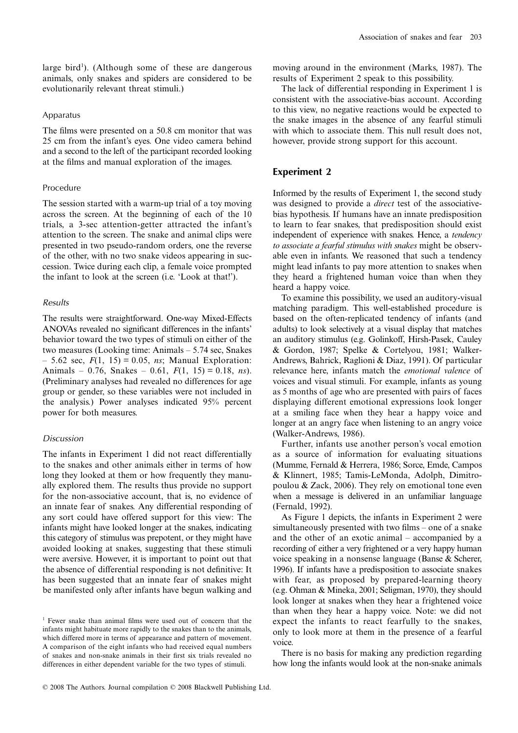large bird[1]). (Although some of these are dangerous animals, only snakes and spiders are considered to be evolutionarily relevant threat stimuli.)

### Apparatus

The films were presented on a 50.8 cm monitor that was 25 cm from the infant's eyes. One video camera behind and a second to the left of the participant recorded looking at the films and manual exploration of the images.

### Procedure

The session started with a warm-up trial of a toy moving across the screen. At the beginning of each of the 10 trials, a 3-sec attention-getter attracted the infant's attention to the screen. The snake and animal clips were presented in two pseudo-random orders, one the reverse of the other, with no two snake videos appearing in succession. Twice during each clip, a female voice prompted the infant to look at the screen (i.e. 'Look at that!').

### *Results*

The results were straightforward. One-way Mixed-Effects ANOVAs revealed no significant differences in the infants' behavior toward the two types of stimuli on either of the two measures (Looking time: Animals – 5.74 sec, Snakes – 5.62 sec, $F(1, 15) = 0.05$, *ns*; Manual Exploration: Animals – 0.76, Snakes – 0.61, $F(1, 15) = 0.18$, *ns*). (Preliminary analyses had revealed no differences for age group or gender, so these variables were not included in the analysis.) Power analyses indicated 95% percent power for both measures.

### *Discussion*

The infants in Experiment 1 did not react differentially to the snakes and other animals either in terms of how long they looked at them or how frequently they manually explored them. The results thus provide no support for the non-associative account, that is, no evidence of an innate fear of snakes. Any differential responding of any sort could have offered support for this view: The infants might have looked longer at the snakes, indicating this category of stimulus was prepotent, or they might have avoided looking at snakes, suggesting that these stimuli were aversive. However, it is important to point out that the absence of differential responding is not definitive: It has been suggested that an innate fear of snakes might be manifested only after infants have begun walking and moving around in the environment (Marks, 1987). The results of Experiment 2 speak to this possibility.

The lack of differential responding in Experiment 1 is consistent with the associative-bias account. According to this view, no negative reactions would be expected to the snake images in the absence of any fearful stimuli with which to associate them. This null result does not, however, provide strong support for this account.

## Experiment 2

Informed by the results of Experiment 1, the second study was designed to provide a *direct* test of the associative-bias hypothesis. If humans have an innate predisposition to learn to fear snakes, that predisposition should exist independent of experience with snakes. Hence, a *tendency to associate a fearful stimulus with snakes* might be observable even in infants. We reasoned that such a tendency might lead infants to pay more attention to snakes when they heard a frightened human voice than when they heard a happy voice.

To examine this possibility, we used an auditory-visual matching paradigm. This well-established procedure is based on the often-replicated tendency of infants (and adults) to look selectively at a visual display that matches an auditory stimulus (e.g. Golinkoff, Hirsh-Pasek, Cauley & Gordon, 1987; Spelke & Cortelyou, 1981; Walker-Andrews, Bahrick, Raglioni & Diaz, 1991). Of particular relevance here, infants match the *emotional valence* of voices and visual stimuli. For example, infants as young as 5 months of age who are presented with pairs of faces displaying different emotional expressions look longer at a smiling face when they hear a happy voice and longer at an angry face when listening to an angry voice (Walker-Andrews, 1986).

Further, infants use another person's vocal emotion as a source of information for evaluating situations (Mumme, Fernald & Herrera, 1986; Sorce, Emde, Campos & Klinnert, 1985; Tamis-LeMonda, Adolph, Dimitropoulou & Zack, 2006). They rely on emotional tone even when a message is delivered in an unfamiliar language (Fernald, 1992).

As Figure 1 depicts, the infants in Experiment 2 were simultaneously presented with two films – one of a snake and the other of an exotic animal – accompanied by a recording of either a very frightened or a very happy human voice speaking in a nonsense language (Banse & Scherer, 1996). If infants have a predisposition to associate snakes with fear, as proposed by prepared-learning theory (e.g. Ohman & Mineka, 2001; Seligman, 1970), they should look longer at snakes when they hear a frightened voice than when they hear a happy voice. Note: we did not expect the infants to react fearfully to the snakes, only to look more at them in the presence of a fearful voice.

There is no basis for making any prediction regarding how long the infants would look at the non-snake animals

[1] Fewer snake than animal films were used out of concern that the infants might habituate more rapidly to the snakes than to the animals, which differed more in terms of appearance and pattern of movement. A comparison of the eight infants who had received equal numbers of snakes and non-snake animals in their first six trials revealed no differences in either dependent variable for the two types of stimuli.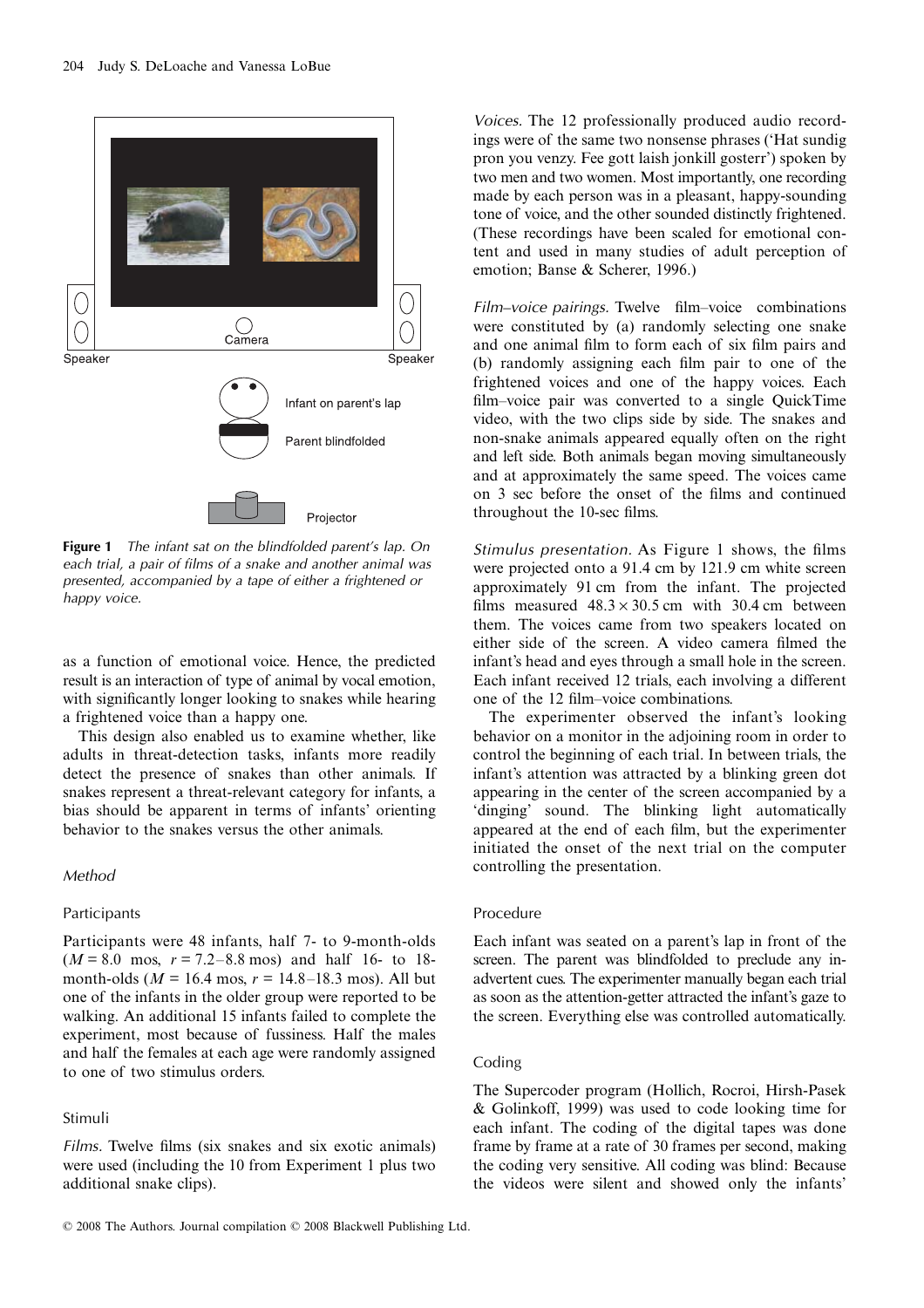**Figure 1** *The infant sat on the blindfolded parent's lap. On each trial, a pair of films of a snake and another animal was presented, accompanied by a tape of either a frightened or happy voice.*

as a function of emotional voice. Hence, the predicted result is an interaction of type of animal by vocal emotion, with significantly longer looking to snakes while hearing a frightened voice than a happy one.

This design also enabled us to examine whether, like adults in threat-detection tasks, infants more readily detect the presence of snakes than other animals. If snakes represent a threat-relevant category for infants, a bias should be apparent in terms of infants' orienting behavior to the snakes versus the other animals.

### *Method*

#### Participants

Participants were 48 infants, half 7- to 9-month-olds ($M = 8.0$ mos, $r = 7.2–8.8$ mos) and half 16- to 18-month-olds ($M = 16.4$ mos, $r = 14.8–18.3$ mos). All but one of the infants in the older group were reported to be walking. An additional 15 infants failed to complete the experiment, most because of fussiness. Half the males and half the females at each age were randomly assigned to one of two stimulus orders.

#### Stimuli

*Films*. Twelve films (six snakes and six exotic animals) were used (including the 10 from Experiment 1 plus two additional snake clips).

*Voices*. The 12 professionally produced audio recordings were of the same two nonsense phrases ('Hat sundig pron you venzy. Fee gott laish jonkill gosterr') spoken by two men and two women. Most importantly, one recording made by each person was in a pleasant, happy-sounding tone of voice, and the other sounded distinctly frightened. (These recordings have been scaled for emotional content and used in many studies of adult perception of emotion; Banse & Scherer, 1996.)

*Film–voice pairings*. Twelve film–voice combinations were constituted by (a) randomly selecting one snake and one animal film to form each of six film pairs and (b) randomly assigning each film pair to one of the frightened voices and one of the happy voices. Each film–voice pair was converted to a single QuickTime video, with the two clips side by side. The snakes and non-snake animals appeared equally often on the right and left side. Both animals began moving simultaneously and at approximately the same speed. The voices came on 3 sec before the onset of the films and continued throughout the 10-sec films.

*Stimulus presentation*. As Figure 1 shows, the films were projected onto a 91.4 cm by 121.9 cm white screen approximately 91 cm from the infant. The projected films measured $48.3 \times 30.5$ cm with 30.4 cm between them. The voices came from two speakers located on either side of the screen. A video camera filmed the infant's head and eyes through a small hole in the screen. Each infant received 12 trials, each involving a different one of the 12 film–voice combinations.

The experimenter observed the infant's looking behavior on a monitor in the adjoining room in order to control the beginning of each trial. In between trials, the infant's attention was attracted by a blinking green dot appearing in the center of the screen accompanied by a 'dinging' sound. The blinking light automatically appeared at the end of each film, but the experimenter initiated the onset of the next trial on the computer controlling the presentation.

#### Procedure

Each infant was seated on a parent's lap in front of the screen. The parent was blindfolded to preclude any inadvertent cues. The experimenter manually began each trial as soon as the attention-getter attracted the infant's gaze to the screen. Everything else was controlled automatically.

#### Coding

The Supercoder program (Hollich, Rocroi, Hirsh-Pasek & Golinkoff, 1999) was used to code looking time for each infant. The coding of the digital tapes was done frame by frame at a rate of 30 frames per second, making the coding very sensitive. All coding was blind: Because the videos were silent and showed only the infants'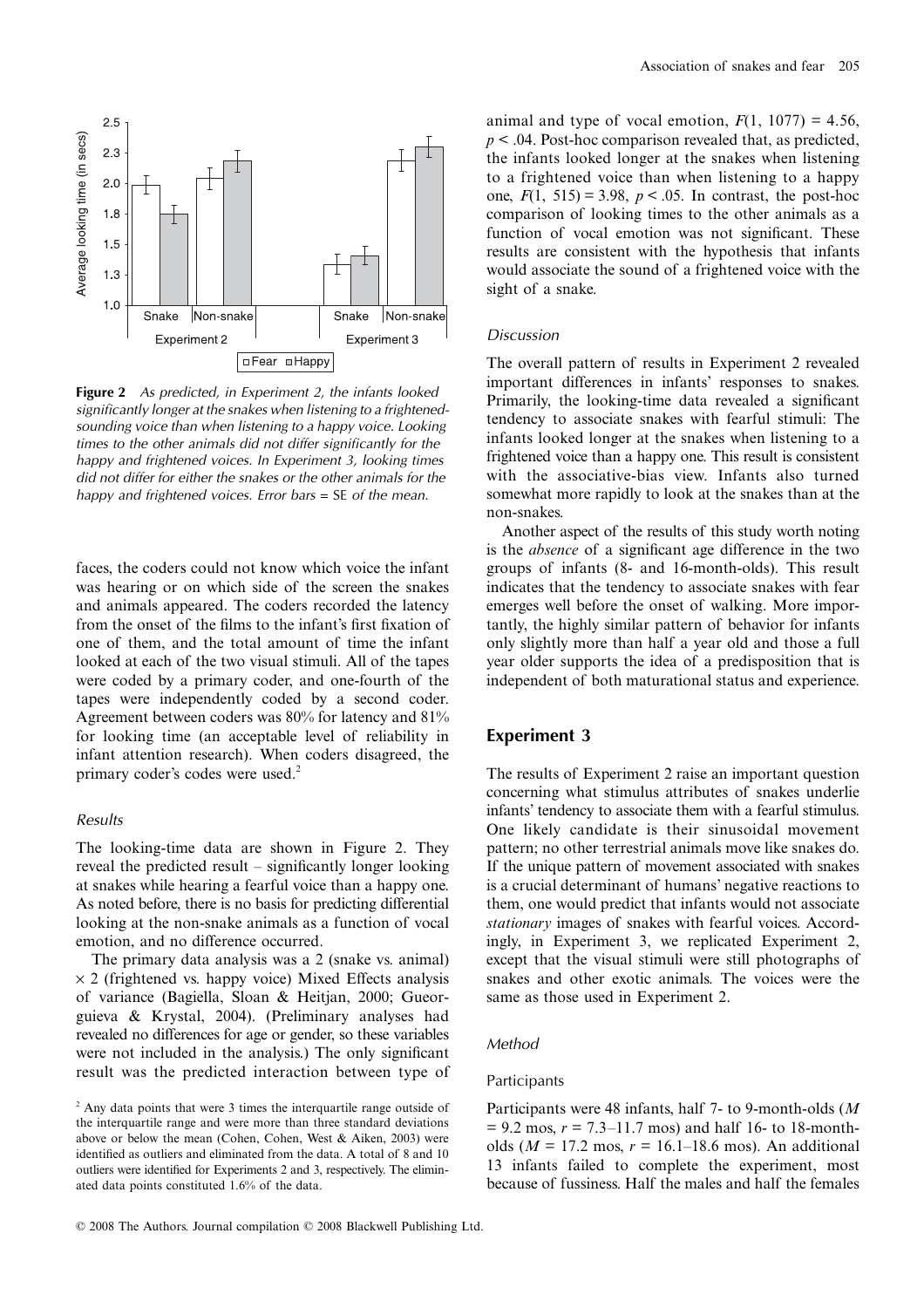**Figure 2** *As predicted, in Experiment 2, the infants looked significantly longer at the snakes when listening to a frightened-sounding voice than when listening to a happy voice. Looking times to the other animals did not differ significantly for the happy and frightened voices. In Experiment 3, looking times did not differ for either the snakes or the other animals for the happy and frightened voices. Error bars =* SE *of the mean.*

faces, the coders could not know which voice the infant was hearing or on which side of the screen the snakes and animals appeared. The coders recorded the latency from the onset of the films to the infant's first fixation of one of them, and the total amount of time the infant looked at each of the two visual stimuli. All of the tapes were coded by a primary coder, and one-fourth of the tapes were independently coded by a second coder. Agreement between coders was 80% for latency and 81% for looking time (an acceptable level of reliability in infant attention research). When coders disagreed, the primary coder's codes were used.[2]

### Results

The looking-time data are shown in Figure 2. They reveal the predicted result – significantly longer looking at snakes while hearing a fearful voice than a happy one. As noted before, there is no basis for predicting differential looking at the non-snake animals as a function of vocal emotion, and no difference occurred.

The primary data analysis was a 2 (snake vs. animal) × 2 (frightened vs. happy voice) Mixed Effects analysis of variance (Bagiella, Sloan & Heitjan, 2000; Gueorguieva & Krystal, 2004). (Preliminary analyses had revealed no differences for age or gender, so these variables were not included in the analysis.) The only significant result was the predicted interaction between type of animal and type of vocal emotion, $F(1, 1077) = 4.56$, $p < .04$. Post-hoc comparison revealed that, as predicted, the infants looked longer at the snakes when listening to a frightened voice than when listening to a happy one, $F(1, 515) = 3.98$, $p < .05$. In contrast, the post-hoc comparison of looking times to the other animals as a function of vocal emotion was not significant. These results are consistent with the hypothesis that infants would associate the sound of a frightened voice with the sight of a snake.

### Discussion

The overall pattern of results in Experiment 2 revealed important differences in infants' responses to snakes. Primarily, the looking-time data revealed a significant tendency to associate snakes with fearful stimuli: The infants looked longer at the snakes when listening to a frightened voice than a happy one. This result is consistent with the associative-bias view. Infants also turned somewhat more rapidly to look at the snakes than at the non-snakes.

Another aspect of the results of this study worth noting is the *absence* of a significant age difference in the two groups of infants (8- and 16-month-olds). This result indicates that the tendency to associate snakes with fear emerges well before the onset of walking. More importantly, the highly similar pattern of behavior for infants only slightly more than half a year old and those a full year older supports the idea of a predisposition that is independent of both maturational status and experience.

## Experiment 3

The results of Experiment 2 raise an important question concerning what stimulus attributes of snakes underlie infants' tendency to associate them with a fearful stimulus. One likely candidate is their sinusoidal movement pattern; no other terrestrial animals move like snakes do. If the unique pattern of movement associated with snakes is a crucial determinant of humans' negative reactions to them, one would predict that infants would not associate *stationary* images of snakes with fearful voices. Accordingly, in Experiment 3, we replicated Experiment 2, except that the visual stimuli were still photographs of snakes and other exotic animals. The voices were the same as those used in Experiment 2.

### Method

#### Participants

Participants were 48 infants, half 7- to 9-month-olds ($M = 9.2$ mos, $r = 7.3$–$11.7$ mos) and half 16- to 18-month-olds ($M = 17.2$ mos, $r = 16.1$–$18.6$ mos). An additional 13 infants failed to complete the experiment, most because of fussiness. Half the males and half the females

[2] Any data points that were 3 times the interquartile range outside of the interquartile range and were more than three standard deviations above or below the mean (Cohen, Cohen, West & Aiken, 2003) were identified as outliers and eliminated from the data. A total of 8 and 10 outliers were identified for Experiments 2 and 3, respectively. The eliminated data points constituted 1.6% of the data.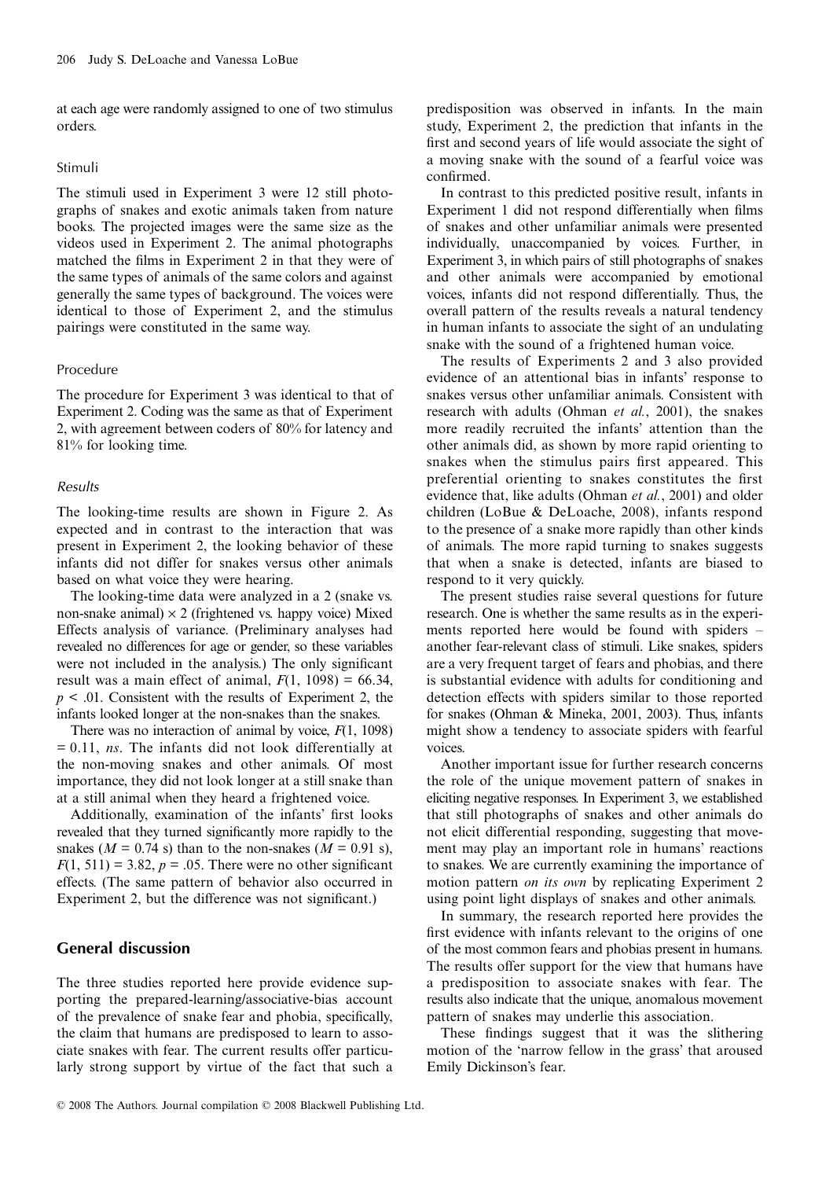at each age were randomly assigned to one of two stimulus orders.

### Stimuli

The stimuli used in Experiment 3 were 12 still photographs of snakes and exotic animals taken from nature books. The projected images were the same size as the videos used in Experiment 2. The animal photographs matched the films in Experiment 2 in that they were of the same types of animals of the same colors and against generally the same types of background. The voices were identical to those of Experiment 2, and the stimulus pairings were constituted in the same way.

### Procedure

The procedure for Experiment 3 was identical to that of Experiment 2. Coding was the same as that of Experiment 2, with agreement between coders of 80% for latency and 81% for looking time.

### *Results*

The looking-time results are shown in Figure 2. As expected and in contrast to the interaction that was present in Experiment 2, the looking behavior of these infants did not differ for snakes versus other animals based on what voice they were hearing.

The looking-time data were analyzed in a 2 (snake vs. non-snake animal) × 2 (frightened vs. happy voice) Mixed Effects analysis of variance. (Preliminary analyses had revealed no differences for age or gender, so these variables were not included in the analysis.) The only significant result was a main effect of animal, $F(1, 1098) = 66.34$, $p < .01$. Consistent with the results of Experiment 2, the infants looked longer at the non-snakes than the snakes.

There was no interaction of animal by voice, $F(1, 1098) = 0.11$, *ns*. The infants did not look differentially at the non-moving snakes and other animals. Of most importance, they did not look longer at a still snake than at a still animal when they heard a frightened voice.

Additionally, examination of the infants' first looks revealed that they turned significantly more rapidly to the snakes ($M = 0.74$ s) than to the non-snakes ($M = 0.91$ s), $F(1, 511) = 3.82$, $p = .05$. There were no other significant effects. (The same pattern of behavior also occurred in Experiment 2, but the difference was not significant.)

## General discussion

The three studies reported here provide evidence supporting the prepared-learning/associative-bias account of the prevalence of snake fear and phobia, specifically, the claim that humans are predisposed to learn to associate snakes with fear. The current results offer particularly strong support by virtue of the fact that such a predisposition was observed in infants. In the main study, Experiment 2, the prediction that infants in the first and second years of life would associate the sight of a moving snake with the sound of a fearful voice was confirmed.

In contrast to this predicted positive result, infants in Experiment 1 did not respond differentially when films of snakes and other unfamiliar animals were presented individually, unaccompanied by voices. Further, in Experiment 3, in which pairs of still photographs of snakes and other animals were accompanied by emotional voices, infants did not respond differentially. Thus, the overall pattern of the results reveals a natural tendency in human infants to associate the sight of an undulating snake with the sound of a frightened human voice.

The results of Experiments 2 and 3 also provided evidence of an attentional bias in infants' response to snakes versus other unfamiliar animals. Consistent with research with adults (Ohman *et al.*, 2001), the snakes more readily recruited the infants' attention than the other animals did, as shown by more rapid orienting to snakes when the stimulus pairs first appeared. This preferential orienting to snakes constitutes the first evidence that, like adults (Ohman *et al.*, 2001) and older children (LoBue & DeLoache, 2008), infants respond to the presence of a snake more rapidly than other kinds of animals. The more rapid turning to snakes suggests that when a snake is detected, infants are biased to respond to it very quickly.

The present studies raise several questions for future research. One is whether the same results as in the experiments reported here would be found with spiders – another fear-relevant class of stimuli. Like snakes, spiders are a very frequent target of fears and phobias, and there is substantial evidence with adults for conditioning and detection effects with spiders similar to those reported for snakes (Ohman & Mineka, 2001, 2003). Thus, infants might show a tendency to associate spiders with fearful voices.

Another important issue for further research concerns the role of the unique movement pattern of snakes in eliciting negative responses. In Experiment 3, we established that still photographs of snakes and other animals do not elicit differential responding, suggesting that movement may play an important role in humans' reactions to snakes. We are currently examining the importance of motion pattern *on its own* by replicating Experiment 2 using point light displays of snakes and other animals.

In summary, the research reported here provides the first evidence with infants relevant to the origins of one of the most common fears and phobias present in humans. The results offer support for the view that humans have a predisposition to associate snakes with fear. The results also indicate that the unique, anomalous movement pattern of snakes may underlie this association.

These findings suggest that it was the slithering motion of the 'narrow fellow in the grass' that aroused Emily Dickinson's fear.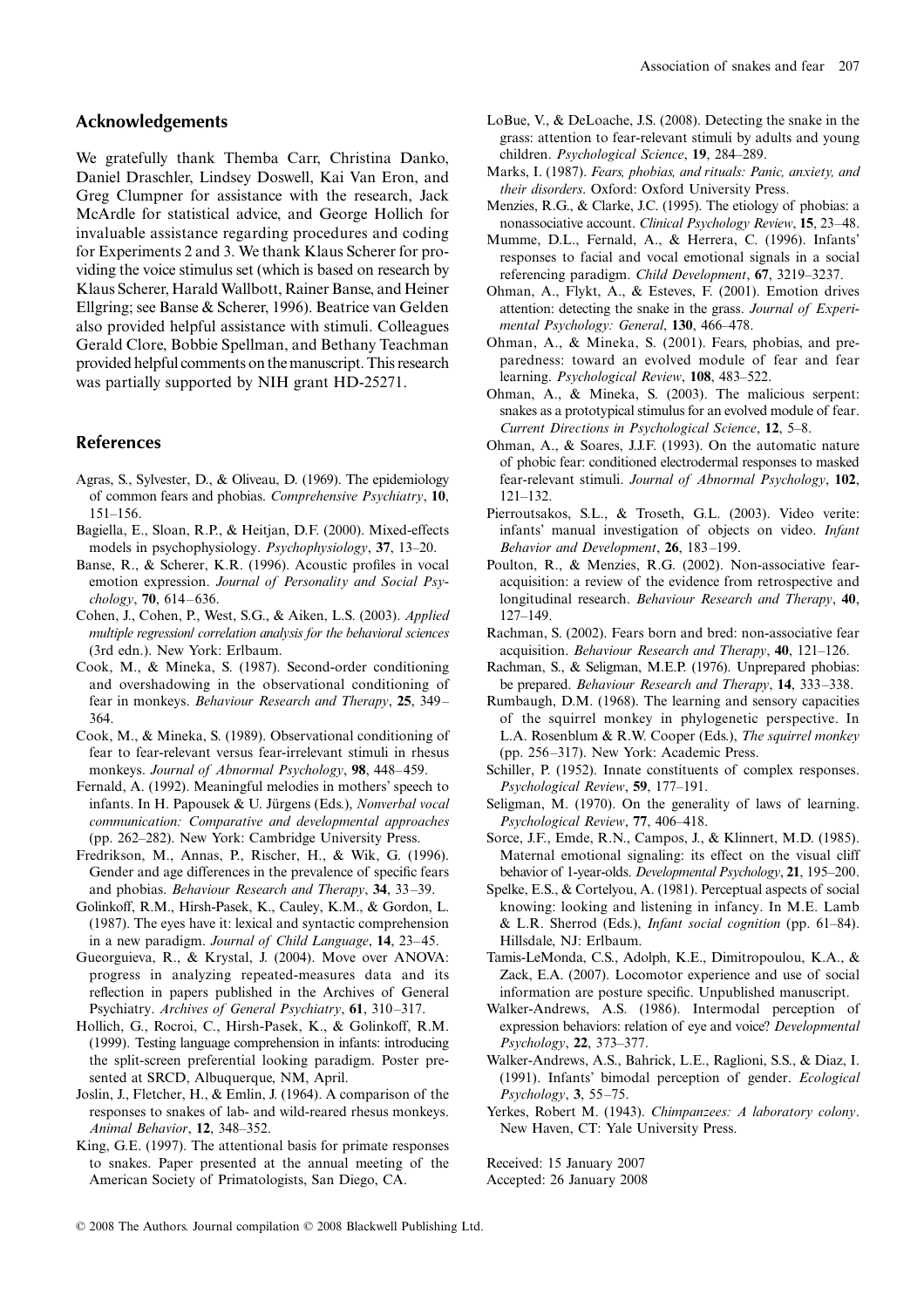## Acknowledgements

We gratefully thank Themba Carr, Christina Danko, Daniel Draschler, Lindsey Doswell, Kai Van Eron, and Greg Clumpner for assistance with the research, Jack McArdle for statistical advice, and George Hollich for invaluable assistance regarding procedures and coding for Experiments 2 and 3. We thank Klaus Scherer for providing the voice stimulus set (which is based on research by Klaus Scherer, Harald Wallbott, Rainer Banse, and Heiner Ellgring; see Banse & Scherer, 1996). Beatrice van Gelden also provided helpful assistance with stimuli. Colleagues Gerald Clore, Bobbie Spellman, and Bethany Teachman provided helpful comments on the manuscript. This research was partially supported by NIH grant HD-25271.

## References

Agras, S., Sylvester, D., & Oliveau, D. (1969). The epidemiology of common fears and phobias. *Comprehensive Psychiatry*, **10**, 151–156.

Bagiella, E., Sloan, R.P., & Heitjan, D.F. (2000). Mixed-effects models in psychophysiology. *Psychophysiology*, **37**, 13–20.

Banse, R., & Scherer, K.R. (1996). Acoustic profiles in vocal emotion expression. *Journal of Personality and Social Psychology*, **70**, 614–636.

Cohen, J., Cohen, P., West, S.G., & Aiken, L.S. (2003). *Applied multiple regression/ correlation analysis for the behavioral sciences* (3rd edn.). New York: Erlbaum.

Cook, M., & Mineka, S. (1987). Second-order conditioning and overshadowing in the observational conditioning of fear in monkeys. *Behaviour Research and Therapy*, **25**, 349–364.

Cook, M., & Mineka, S. (1989). Observational conditioning of fear to fear-relevant versus fear-irrelevant stimuli in rhesus monkeys. *Journal of Abnormal Psychology*, **98**, 448–459.

Fernald, A. (1992). Meaningful melodies in mothers' speech to infants. In H. Papousek & U. Jürgens (Eds.), *Nonverbal vocal communication: Comparative and developmental approaches* (pp. 262–282). New York: Cambridge University Press.

Fredrikson, M., Annas, P., Rischer, H., & Wik, G. (1996). Gender and age differences in the prevalence of specific fears and phobias. *Behaviour Research and Therapy*, **34**, 33–39.

Golinkoff, R.M., Hirsh-Pasek, K., Cauley, K.M., & Gordon, L. (1987). The eyes have it: lexical and syntactic comprehension in a new paradigm. *Journal of Child Language*, **14**, 23–45.

Gueorguieva, R., & Krystal, J. (2004). Move over ANOVA: progress in analyzing repeated-measures data and its reflection in papers published in the Archives of General Psychiatry. *Archives of General Psychiatry*, **61**, 310–317.

Hollich, G., Rocroi, C., Hirsh-Pasek, K., & Golinkoff, R.M. (1999). Testing language comprehension in infants: introducing the split-screen preferential looking paradigm. Poster presented at SRCD, Albuquerque, NM, April.

Joslin, J., Fletcher, H., & Emlin, J. (1964). A comparison of the responses to snakes of lab- and wild-reared rhesus monkeys. *Animal Behavior*, **12**, 348–352.

King, G.E. (1997). The attentional basis for primate responses to snakes. Paper presented at the annual meeting of the American Society of Primatologists, San Diego, CA.

LoBue, V., & DeLoache, J.S. (2008). Detecting the snake in the grass: attention to fear-relevant stimuli by adults and young children. *Psychological Science*, **19**, 284–289.

Marks, I. (1987). *Fears, phobias, and rituals: Panic, anxiety, and their disorders*. Oxford: Oxford University Press.

Menzies, R.G., & Clarke, J.C. (1995). The etiology of phobias: a nonassociative account. *Clinical Psychology Review*, **15**, 23–48.

Mumme, D.L., Fernald, A., & Herrera, C. (1996). Infants' responses to facial and vocal emotional signals in a social referencing paradigm. *Child Development*, **67**, 3219–3237.

Ohman, A., Flykt, A., & Esteves, F. (2001). Emotion drives attention: detecting the snake in the grass. *Journal of Experimental Psychology: General*, **130**, 466–478.

Ohman, A., & Mineka, S. (2001). Fears, phobias, and preparedness: toward an evolved module of fear and fear learning. *Psychological Review*, **108**, 483–522.

Ohman, A., & Mineka, S. (2003). The malicious serpent: snakes as a prototypical stimulus for an evolved module of fear. *Current Directions in Psychological Science*, **12**, 5–8.

Ohman, A., & Soares, J.J.F. (1993). On the automatic nature of phobic fear: conditioned electrodermal responses to masked fear-relevant stimuli. *Journal of Abnormal Psychology*, **102**, 121–132.

Pierroutsakos, S.L., & Troseth, G.L. (2003). Video verite: infants' manual investigation of objects on video. *Infant Behavior and Development*, **26**, 183–199.

Poulton, R., & Menzies, R.G. (2002). Non-associative fear-acquisition: a review of the evidence from retrospective and longitudinal research. *Behaviour Research and Therapy*, **40**, 127–149.

Rachman, S. (2002). Fears born and bred: non-associative fear acquisition. *Behaviour Research and Therapy*, **40**, 121–126.

Rachman, S., & Seligman, M.E.P. (1976). Unprepared phobias: be prepared. *Behaviour Research and Therapy*, **14**, 333–338.

Rumbaugh, D.M. (1968). The learning and sensory capacities of the squirrel monkey in phylogenetic perspective. In L.A. Rosenblum & R.W. Cooper (Eds.), *The squirrel monkey* (pp. 256–317). New York: Academic Press.

Schiller, P. (1952). Innate constituents of complex responses. *Psychological Review*, **59**, 177–191.

Seligman, M. (1970). On the generality of laws of learning. *Psychological Review*, **77**, 406–418.

Sorce, J.F., Emde, R.N., Campos, J., & Klinnert, M.D. (1985). Maternal emotional signaling: its effect on the visual cliff behavior of 1-year-olds. *Developmental Psychology*, **21**, 195–200.

Spelke, E.S., & Cortelyou, A. (1981). Perceptual aspects of social knowing: looking and listening in infancy. In M.E. Lamb & L.R. Sherrod (Eds.), *Infant social cognition* (pp. 61–84). Hillsdale, NJ: Erlbaum.

Tamis-LeMonda, C.S., Adolph, K.E., Dimitropoulou, K.A., & Zack, E.A. (2007). Locomotor experience and use of social information are posture specific. Unpublished manuscript.

Walker-Andrews, A.S. (1986). Intermodal perception of expression behaviors: relation of eye and voice? *Developmental Psychology*, **22**, 373–377.

Walker-Andrews, A.S., Bahrick, L.E., Raglioni, S.S., & Diaz, I. (1991). Infants' bimodal perception of gender. *Ecological Psychology*, **3**, 55–75.

Yerkes, Robert M. (1943). *Chimpanzees: A laboratory colony*. New Haven, CT: Yale University Press.

Received: 15 January 2007
Accepted: 26 January 2008